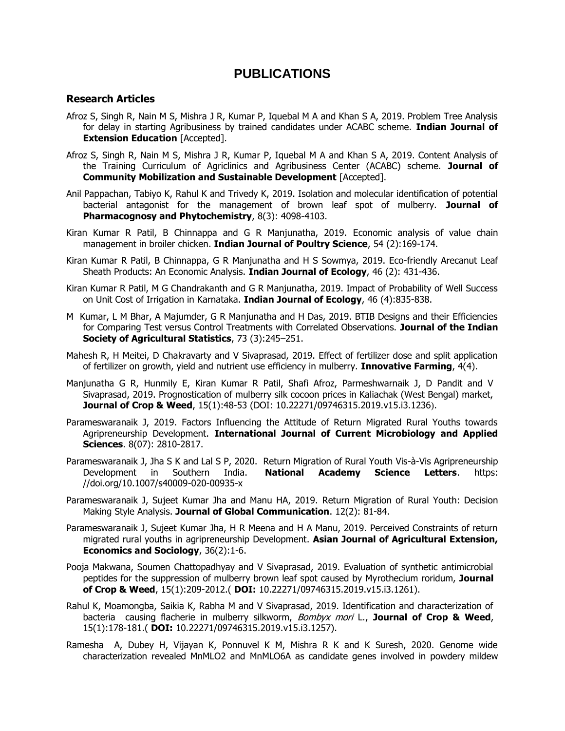# PUBLICATIONS

## Research Articles

Afroz S, Singh R, Nain M S, Mishra J R, Kumar P, Iquebal M A and Khan S A, 2019. Problem Tree Analysis for delay in starting Agribusiness by trained candidates under ACABC scheme. **Indian Journal of Extension Education** [Accepted].

Afroz S, Singh R, Nain M S, Mishra J R, Kumar P, Iquebal M A and Khan S A, 2019. Content Analysis of the Training Curriculum of Agriclinics and Agribusiness Center (ACABC) scheme. **Journal of Community Mobilization and Sustainable Development** [Accepted].

Anil Pappachan, Tabiyo K, Rahul K and Trivedy K, 2019. Isolation and molecular identification of potential bacterial antagonist for the management of brown leaf spot of mulberry. **Journal of Pharmacognosy and Phytochemistry**, 8(3): 4098-4103.

Kiran Kumar R Patil, B Chinnappa and G R Manjunatha, 2019. Economic analysis of value chain management in broiler chicken. **Indian Journal of Poultry Science**, 54 (2):169-174.

Kiran Kumar R Patil, B Chinnappa, G R Manjunatha and H S Sowmya, 2019. Eco-friendly Arecanut Leaf Sheath Products: An Economic Analysis. **Indian Journal of Ecology**, 46 (2): 431-436.

Kiran Kumar R Patil, M G Chandrakanth and G R Manjunatha, 2019. Impact of Probability of Well Success on Unit Cost of Irrigation in Karnataka. **Indian Journal of Ecology**, 46 (4):835-838.

M Kumar, L M Bhar, A Majumder, G R Manjunatha and H Das, 2019. BTIB Designs and their Efficiencies for Comparing Test versus Control Treatments with Correlated Observations. **Journal of the Indian Society of Agricultural Statistics**, 73 (3):245–251.

Mahesh R, H Meitei, D Chakravarty and V Sivaprasad, 2019. Effect of fertilizer dose and split application of fertilizer on growth, yield and nutrient use efficiency in mulberry. **Innovative Farming**, 4(4).

Manjunatha G R, Hunmily E, Kiran Kumar R Patil, Shafi Afroz, Parmeshwarnaik J, D Pandit and V Sivaprasad, 2019. Prognostication of mulberry silk cocoon prices in Kaliachak (West Bengal) market, **Journal of Crop & Weed**, 15(1):48-53 (DOI: 10.22271/09746315.2019.v15.i3.1236).

Parameswaranaik J, 2019. Factors Influencing the Attitude of Return Migrated Rural Youths towards Agripreneurship Development. **International Journal of Current Microbiology and Applied Sciences**. 8(07): 2810-2817.

Parameswaranaik J, Jha S K and Lal S P, 2020. Return Migration of Rural Youth Vis-à-Vis Agripreneurship Development in Southern India. **National Academy Science Letters**. https: //doi.org/10.1007/s40009-020-00935-x

Parameswaranaik J, Sujeet Kumar Jha and Manu HA, 2019. Return Migration of Rural Youth: Decision Making Style Analysis. **Journal of Global Communication**. 12(2): 81-84.

Parameswaranaik J, Sujeet Kumar Jha, H R Meena and H A Manu, 2019. Perceived Constraints of return migrated rural youths in agripreneurship Development. **Asian Journal of Agricultural Extension, Economics and Sociology**, 36(2):1-6.

Pooja Makwana, Soumen Chattopadhyay and V Sivaprasad, 2019. Evaluation of synthetic antimicrobial peptides for the suppression of mulberry brown leaf spot caused by Myrothecium roridum, **Journal of Crop & Weed**, 15(1):209-2012.( **DOI:** 10.22271/09746315.2019.v15.i3.1261).

Rahul K, Moamongba, Saikia K, Rabha M and V Sivaprasad, 2019. Identification and characterization of bacteria causing flacherie in mulberry silkworm, *Bombyx mori* L., **Journal of Crop & Weed**, 15(1):178-181.( **DOI:** 10.22271/09746315.2019.v15.i3.1257).

Ramesha A, Dubey H, Vijayan K, Ponnuvel K M, Mishra R K and K Suresh, 2020. Genome wide characterization revealed MnMLO2 and MnMLO6A as candidate genes involved in powdery mildew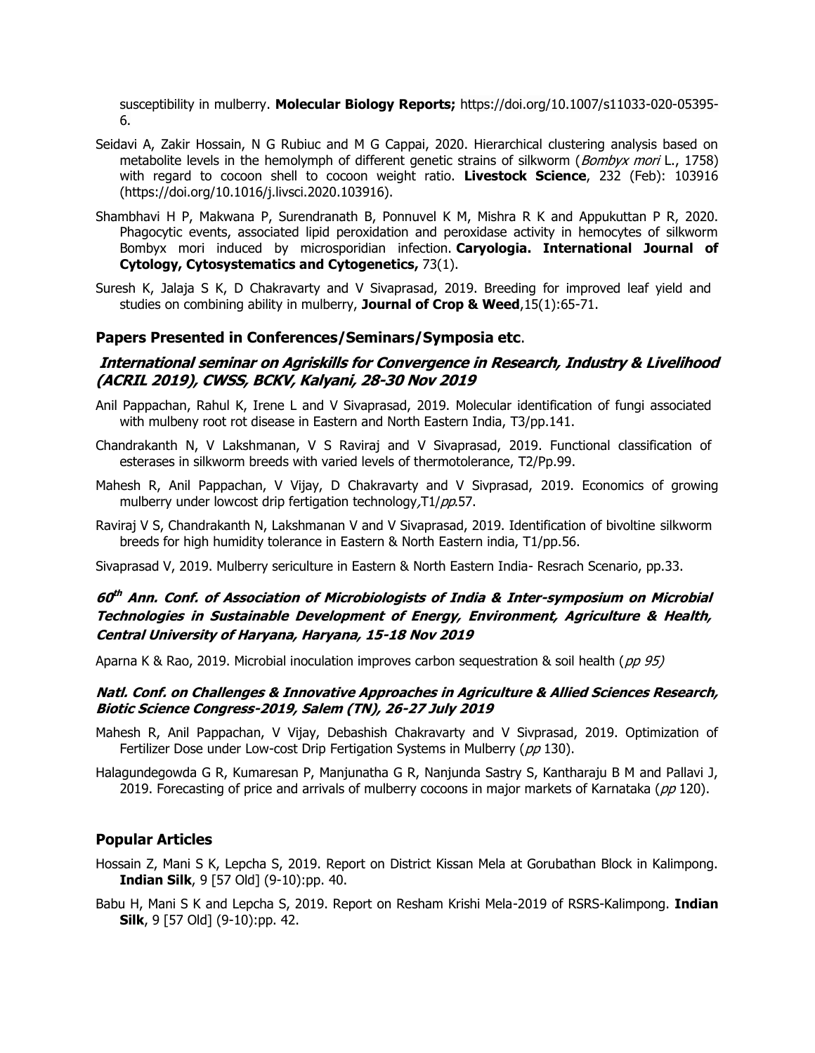susceptibility in mulberry. **Molecular Biology Reports;** https://doi.org/10.1007/s11033-020-05395-6.

Seidavi A, Zakir Hossain, N G Rubiuc and M G Cappai, 2020. Hierarchical clustering analysis based on metabolite levels in the hemolymph of different genetic strains of silkworm (*Bombyx mori* L., 1758) with regard to cocoon shell to cocoon weight ratio. **Livestock Science**, 232 (Feb): 103916 (https://doi.org/10.1016/j.livsci.2020.103916).

Shambhavi H P, Makwana P, Surendranath B, Ponnuvel K M, Mishra R K and Appukuttan P R, 2020. Phagocytic events, associated lipid peroxidation and peroxidase activity in hemocytes of silkworm Bombyx mori induced by microsporidian infection. **Caryologia. International Journal of Cytology, Cytosystematics and Cytogenetics,** 73(1).

Suresh K, Jalaja S K, D Chakravarty and V Sivaprasad, 2019. Breeding for improved leaf yield and studies on combining ability in mulberry, **Journal of Crop & Weed**,15(1):65-71.

## Papers Presented in Conferences/Seminars/Symposia etc.

### *International seminar on Agriskills for Convergence in Research, Industry & Livelihood (ACRIL 2019), CWSS, BCKV, Kalyani, 28-30 Nov 2019*

Anil Pappachan, Rahul K, Irene L and V Sivaprasad, 2019. Molecular identification of fungi associated with mulbeny root rot disease in Eastern and North Eastern India, T3/pp.141.

Chandrakanth N, V Lakshmanan, V S Raviraj and V Sivaprasad, 2019. Functional classification of esterases in silkworm breeds with varied levels of thermotolerance, T2/Pp.99.

Mahesh R, Anil Pappachan, V Vijay, D Chakravarty and V Sivprasad, 2019. Economics of growing mulberry under lowcost drip fertigation technology,T1/*pp*.57.

Raviraj V S, Chandrakanth N, Lakshmanan V and V Sivaprasad, 2019. Identification of bivoltine silkworm breeds for high humidity tolerance in Eastern & North Eastern india, T1/pp.56.

Sivaprasad V, 2019. Mulberry sericulture in Eastern & North Eastern India- Resrach Scenario, pp.33.

### *60th Ann. Conf. of Association of Microbiologists of India & Inter-symposium on Microbial Technologies in Sustainable Development of Energy, Environment, Agriculture & Health, Central University of Haryana, Haryana, 15-18 Nov 2019*

Aparna K & Rao, 2019. Microbial inoculation improves carbon sequestration & soil health (*pp 95)*

### *Natl. Conf. on Challenges & Innovative Approaches in Agriculture & Allied Sciences Research, Biotic Science Congress-2019, Salem (TN), 26-27 July 2019*

Mahesh R, Anil Pappachan, V Vijay, Debashish Chakravarty and V Sivprasad, 2019. Optimization of Fertilizer Dose under Low-cost Drip Fertigation Systems in Mulberry (*pp* 130).

Halagundegowda G R, Kumaresan P, Manjunatha G R, Nanjunda Sastry S, Kantharaju B M and Pallavi J, 2019. Forecasting of price and arrivals of mulberry cocoons in major markets of Karnataka (*pp* 120).

## Popular Articles

Hossain Z, Mani S K, Lepcha S, 2019. Report on District Kissan Mela at Gorubathan Block in Kalimpong. **Indian Silk**, 9 [57 Old] (9-10):pp. 40.

Babu H, Mani S K and Lepcha S, 2019. Report on Resham Krishi Mela-2019 of RSRS-Kalimpong. **Indian Silk**, 9 [57 Old] (9-10):pp. 42.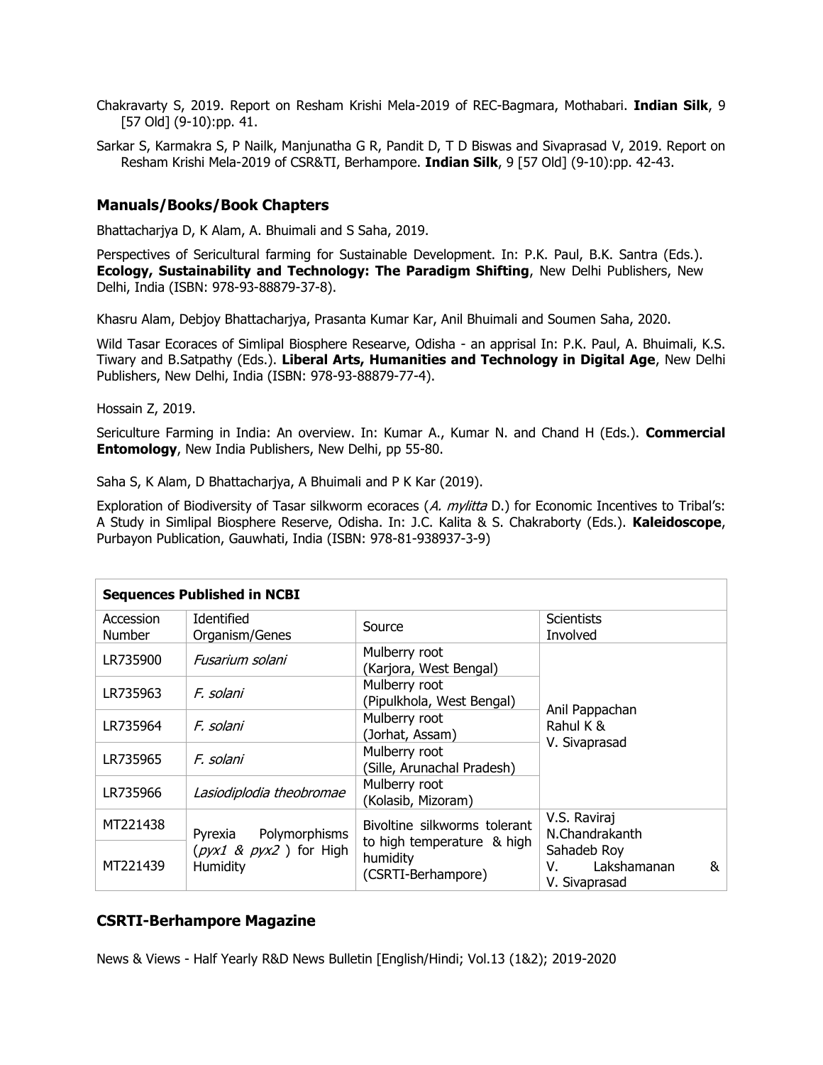Chakravarty S, 2019. Report on Resham Krishi Mela-2019 of REC-Bagmara, Mothabari. **Indian Silk**, 9 [57 Old] (9-10):pp. 41.

Sarkar S, Karmakra S, P Nailk, Manjunatha G R, Pandit D, T D Biswas and Sivaprasad V, 2019. Report on Resham Krishi Mela-2019 of CSR&TI, Berhampore. **Indian Silk**, 9 [57 Old] (9-10):pp. 42-43.

## Manuals/Books/Book Chapters

Bhattacharjya D, K Alam, A. Bhuimali and S Saha, 2019.

Perspectives of Sericultural farming for Sustainable Development. In: P.K. Paul, B.K. Santra (Eds.). **Ecology, Sustainability and Technology: The Paradigm Shifting**, New Delhi Publishers, New Delhi, India (ISBN: 978-93-88879-37-8).

Khasru Alam, Debjoy Bhattacharjya, Prasanta Kumar Kar, Anil Bhuimali and Soumen Saha, 2020.

Wild Tasar Ecoraces of Simlipal Biosphere Researve, Odisha - an apprisal In: P.K. Paul, A. Bhuimali, K.S. Tiwary and B.Satpathy (Eds.). **Liberal Arts, Humanities and Technology in Digital Age**, New Delhi Publishers, New Delhi, India (ISBN: 978-93-88879-77-4).

Hossain Z, 2019.

Sericulture Farming in India: An overview. In: Kumar A., Kumar N. and Chand H (Eds.). **Commercial Entomology**, New India Publishers, New Delhi, pp 55-80.

Saha S, K Alam, D Bhattacharjya, A Bhuimali and P K Kar (2019).

Exploration of Biodiversity of Tasar silkworm ecoraces (*A. mylitta* D.) for Economic Incentives to Tribal's: A Study in Simlipal Biosphere Reserve, Odisha. In: J.C. Kalita & S. Chakraborty (Eds.). **Kaleidoscope**, Purbayon Publication, Gauwhati, India (ISBN: 978-81-938937-3-9)

| **Sequences Published in NCBI** | | | |
|---|---|---|---|
| Accession Number | Identified Organism/Genes | Source | Scientists Involved |
| LR735900 | *Fusarium solani* | Mulberry root (Karjora, West Bengal) | Anil Pappachan Rahul K & V. Sivaprasad |
| LR735963 | *F. solani* | Mulberry root (Pipulkhola, West Bengal) | |
| LR735964 | *F. solani* | Mulberry root (Jorhat, Assam) | |
| LR735965 | *F. solani* | Mulberry root (Sille, Arunachal Pradesh) | |
| LR735966 | *Lasiodiplodia theobromae* | Mulberry root (Kolasib, Mizoram) | |
| MT221438 | Pyrexia Polymorphisms (*pyx1 & pyx2* ) for High Humidity | Bivoltine silkworms tolerant to high temperature & high humidity (CSRTI-Berhampore) | V.S. Raviraj N.Chandrakanth Sahadeb Roy V. Lakshamanan & V. Sivaprasad |
| MT221439 | | | |

## CSRTI-Berhampore Magazine

News & Views - Half Yearly R&D News Bulletin [English/Hindi; Vol.13 (1&2); 2019-2020